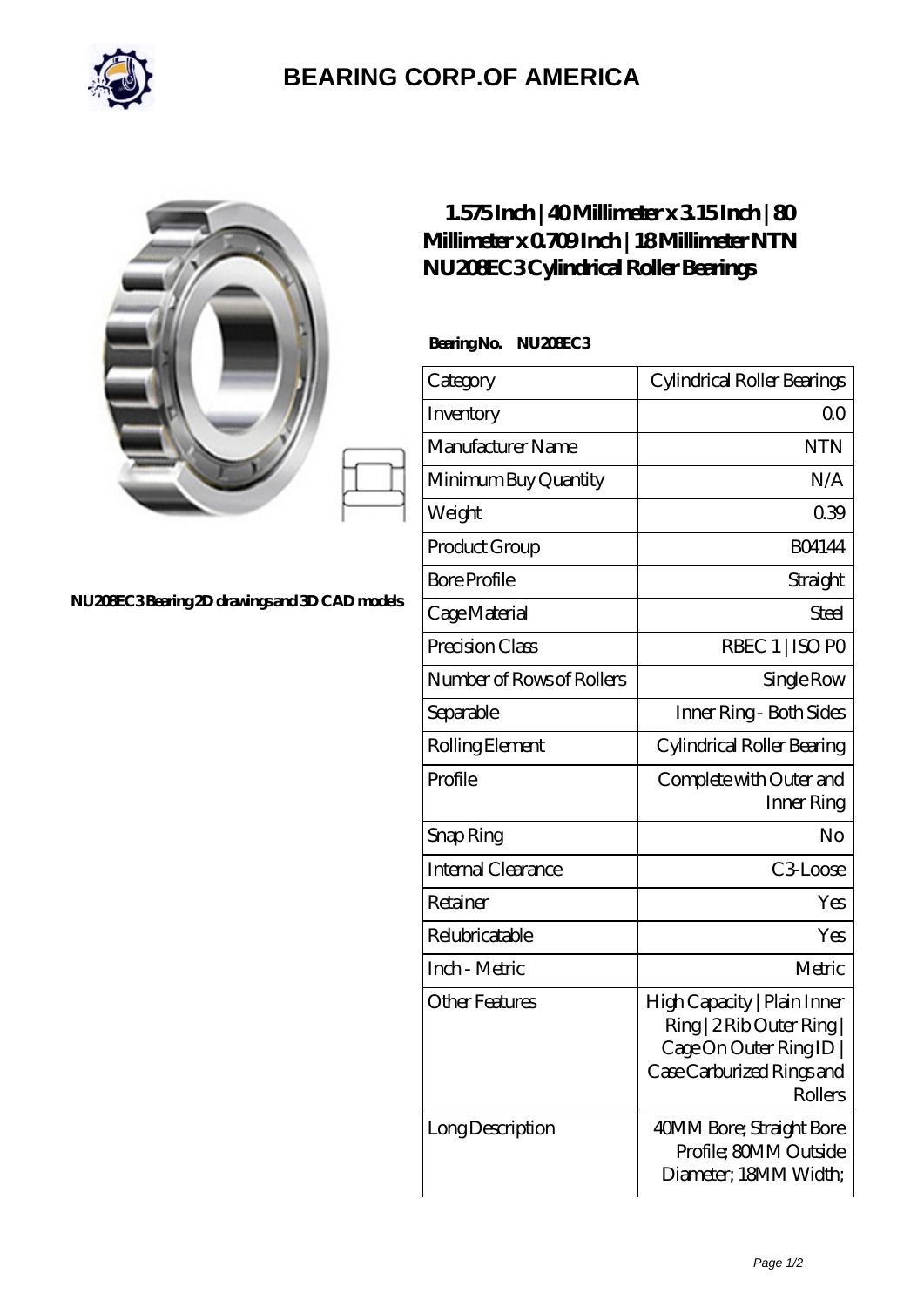# BEARING CORP.OF AMERICA

NU208EC3 Bearing 2D drawings and 3D CAD models

## 1.575 Inch | 40 Millimeter x 3.15 Inch | 80 Millimeter x 0.709 Inch | 18 Millimeter NTN NU208EC3 Cylindrical Roller Bearings

**Bearing No. NU208EC3**

| Category | Cylindrical Roller Bearings |
|---|---|
| Inventory | 0.0 |
| Manufacturer Name | NTN |
| Minimum Buy Quantity | N/A |
| Weight | 0.39 |
| Product Group | B04144 |
| Bore Profile | Straight |
| Cage Material | Steel |
| Precision Class | RBEC 1 \| ISO P0 |
| Number of Rows of Rollers | Single Row |
| Separable | Inner Ring - Both Sides |
| Rolling Element | Cylindrical Roller Bearing |
| Profile | Complete with Outer and Inner Ring |
| Snap Ring | No |
| Internal Clearance | C3-Loose |
| Retainer | Yes |
| Relubricatable | Yes |
| Inch - Metric | Metric |
| Other Features | High Capacity \| Plain Inner Ring \| 2 Rib Outer Ring \| Cage On Outer Ring ID \| Case Carburized Rings and Rollers |
| Long Description | 40MM Bore; Straight Bore Profile; 80MM Outside Diameter; 18MM Width; |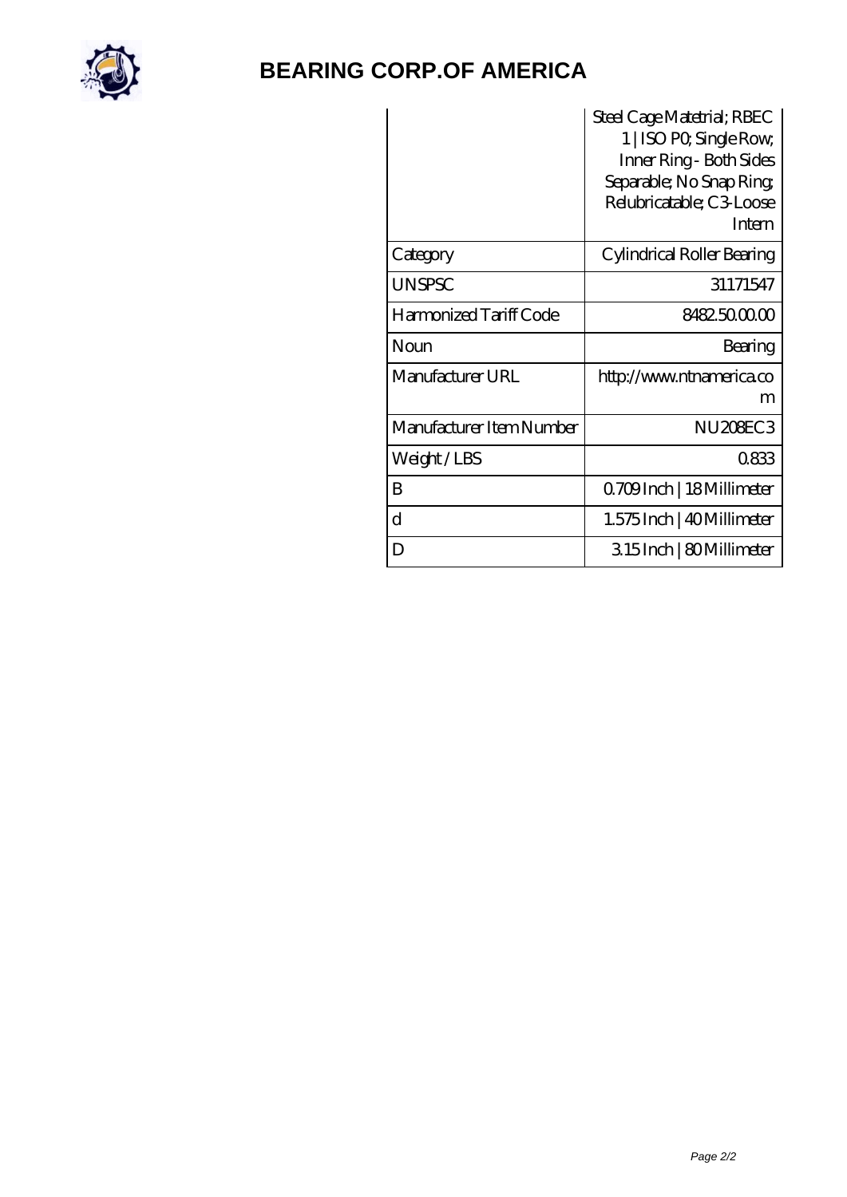# BEARING CORP.OF AMERICA

| | |
|---|---|
| | Steel Cage Matetrial; RBEC 1 \| ISO P0; Single Row; Inner Ring - Both Sides Separable; No Snap Ring; Relubricatable; C3-Loose Intern |
| Category | Cylindrical Roller Bearing |
| UNSPSC | 31171547 |
| Harmonized Tariff Code | 8482.50.00.00 |
| Noun | Bearing |
| Manufacturer URL | http://www.ntnamerica.com |
| Manufacturer Item Number | NU208EC3 |
| Weight / LBS | 0.833 |
| B | 0.709 Inch \| 18 Millimeter |
| d | 1.575 Inch \| 40 Millimeter |
| D | 3.15 Inch \| 80 Millimeter |